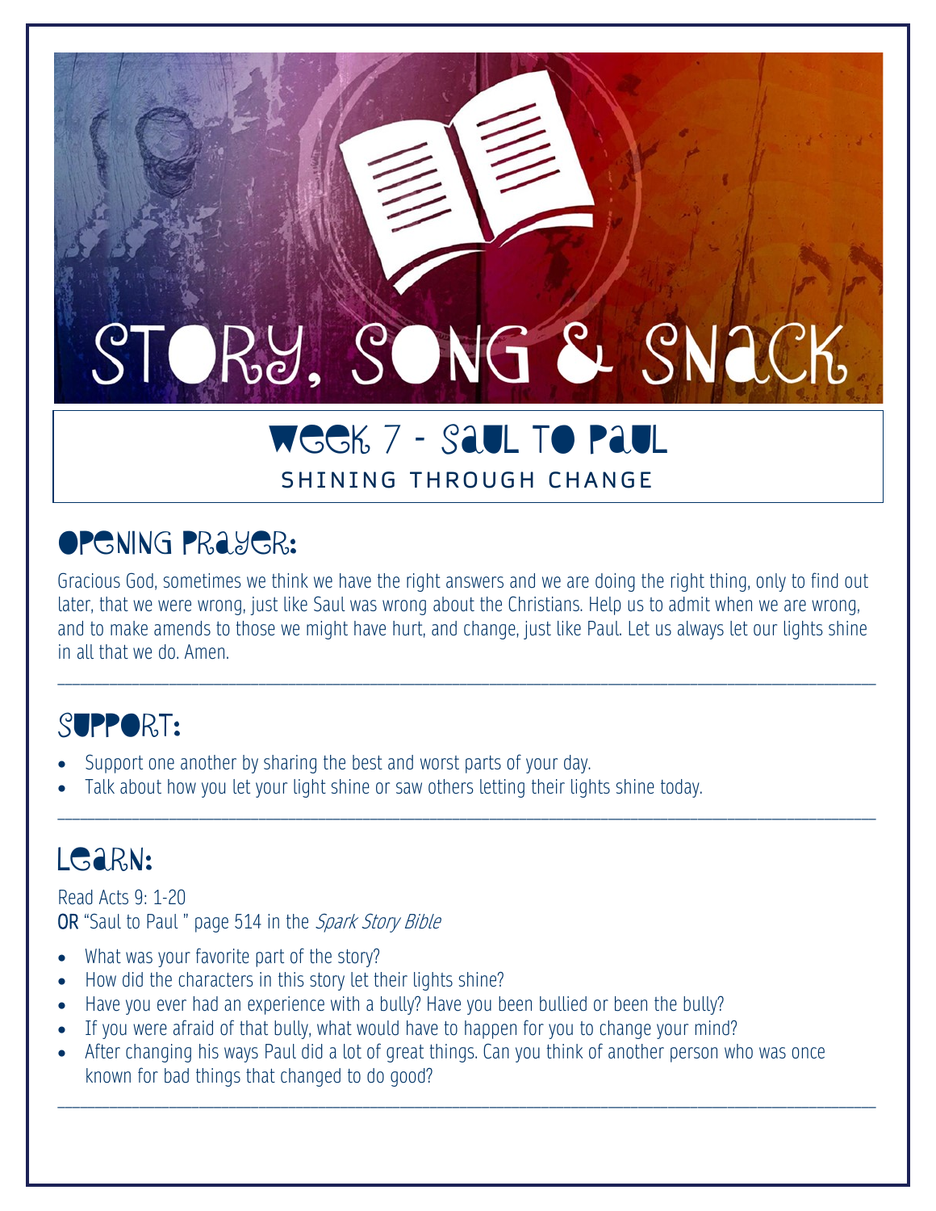# STORY, SONG & SNACK

## Week 7 - Saul to Paul

SHINING THROUGH CHANGE

## Opening Prayer:

Gracious God, sometimes we think we have the right answers and we are doing the right thing, only to find out later, that we were wrong, just like Saul was wrong about the Christians. Help us to admit when we are wrong, and to make amends to those we might have hurt, and change, just like Paul. Let us always let our lights shine in all that we do. Amen.

---

## Support:

- Support one another by sharing the best and worst parts of your day.
- Talk about how you let your light shine or saw others letting their lights shine today.

---

## Learn:

Read Acts 9: 1-20
**OR** "Saul to Paul " page 514 in the *Spark Story Bible*

- What was your favorite part of the story?
- How did the characters in this story let their lights shine?
- Have you ever had an experience with a bully? Have you been bullied or been the bully?
- If you were afraid of that bully, what would have to happen for you to change your mind?
- After changing his ways Paul did a lot of great things. Can you think of another person who was once known for bad things that changed to do good?

---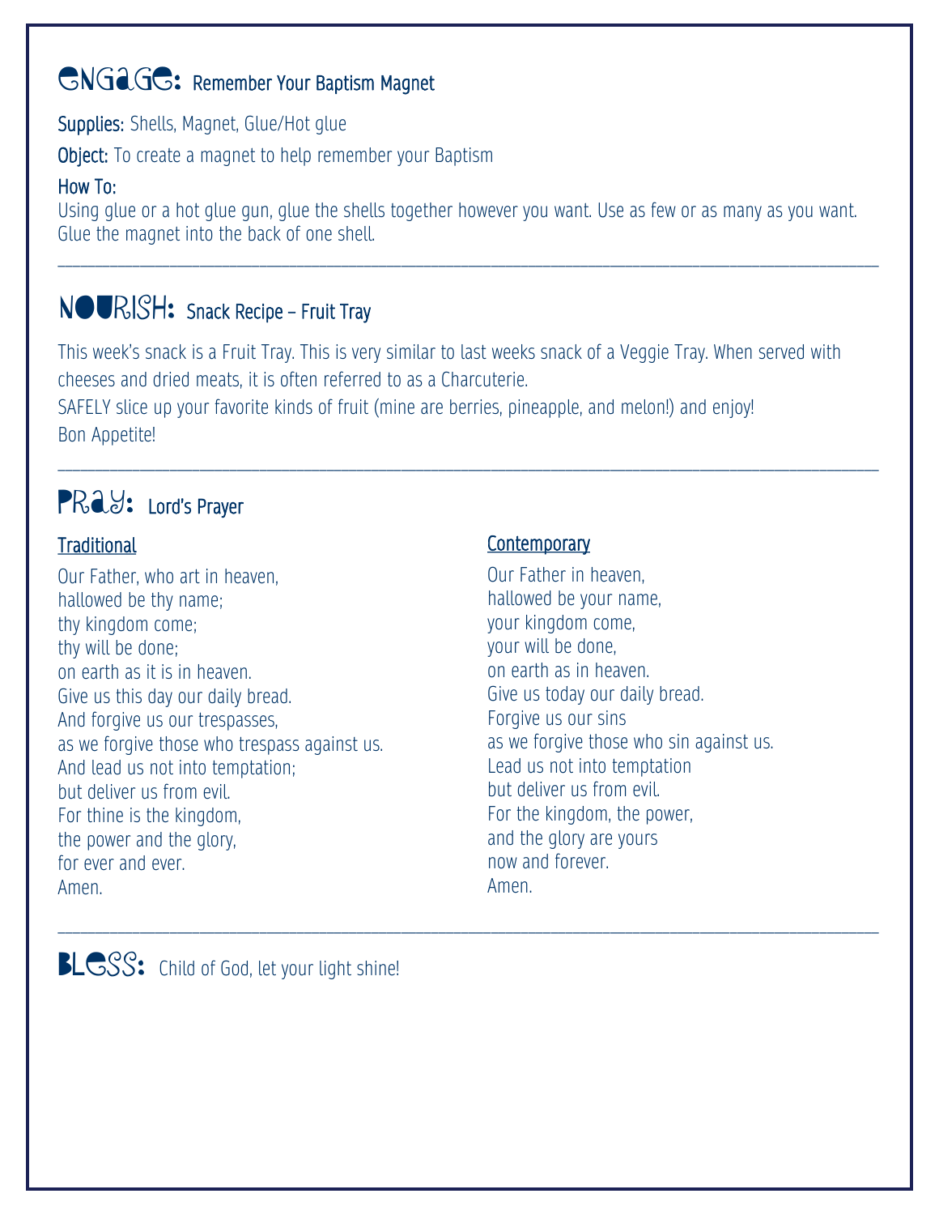## ENGAGE: Remember Your Baptism Magnet

**Supplies:** Shells, Magnet, Glue/Hot glue

**Object:** To create a magnet to help remember your Baptism

**How To:**
Using glue or a hot glue gun, glue the shells together however you want. Use as few or as many as you want. Glue the magnet into the back of one shell.

---

## NOURISH: Snack Recipe – Fruit Tray

This week's snack is a Fruit Tray. This is very similar to last weeks snack of a Veggie Tray. When served with cheeses and dried meats, it is often referred to as a Charcuterie.
SAFELY slice up your favorite kinds of fruit (mine are berries, pineapple, and melon!) and enjoy!
Bon Appetite!

---

## PRAY: Lord's Prayer

<u>Traditional</u>

Our Father, who art in heaven,
hallowed be thy name;
thy kingdom come;
thy will be done;
on earth as it is in heaven.
Give us this day our daily bread.
And forgive us our trespasses,
as we forgive those who trespass against us.
And lead us not into temptation;
but deliver us from evil.
For thine is the kingdom,
the power and the glory,
for ever and ever.
Amen.

<u>Contemporary</u>

Our Father in heaven,
hallowed be your name,
your kingdom come,
your will be done,
on earth as in heaven.
Give us today our daily bread.
Forgive us our sins
as we forgive those who sin against us.
Lead us not into temptation
but deliver us from evil.
For the kingdom, the power,
and the glory are yours
now and forever.
Amen.

---

## BLESS: Child of God, let your light shine!